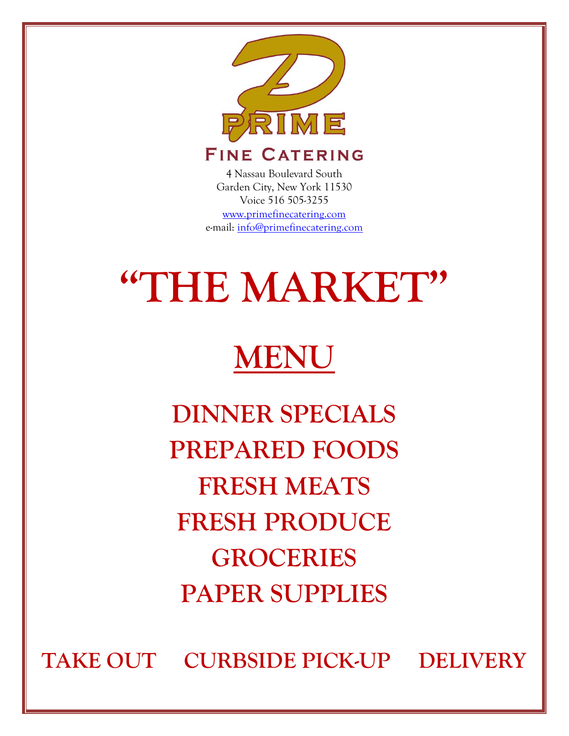PRIME

Fine Catering

4 Nassau Boulevard South
Garden City, New York 11530
Voice 516 505-3255
www.primefinecatering.com
e-mail: info@primefinecatering.com

# "THE MARKET"

# MENU

## DINNER SPECIALS
## PREPARED FOODS
## FRESH MEATS
## FRESH PRODUCE
## GROCERIES
## PAPER SUPPLIES

**TAKE OUT     CURBSIDE PICK-UP     DELIVERY**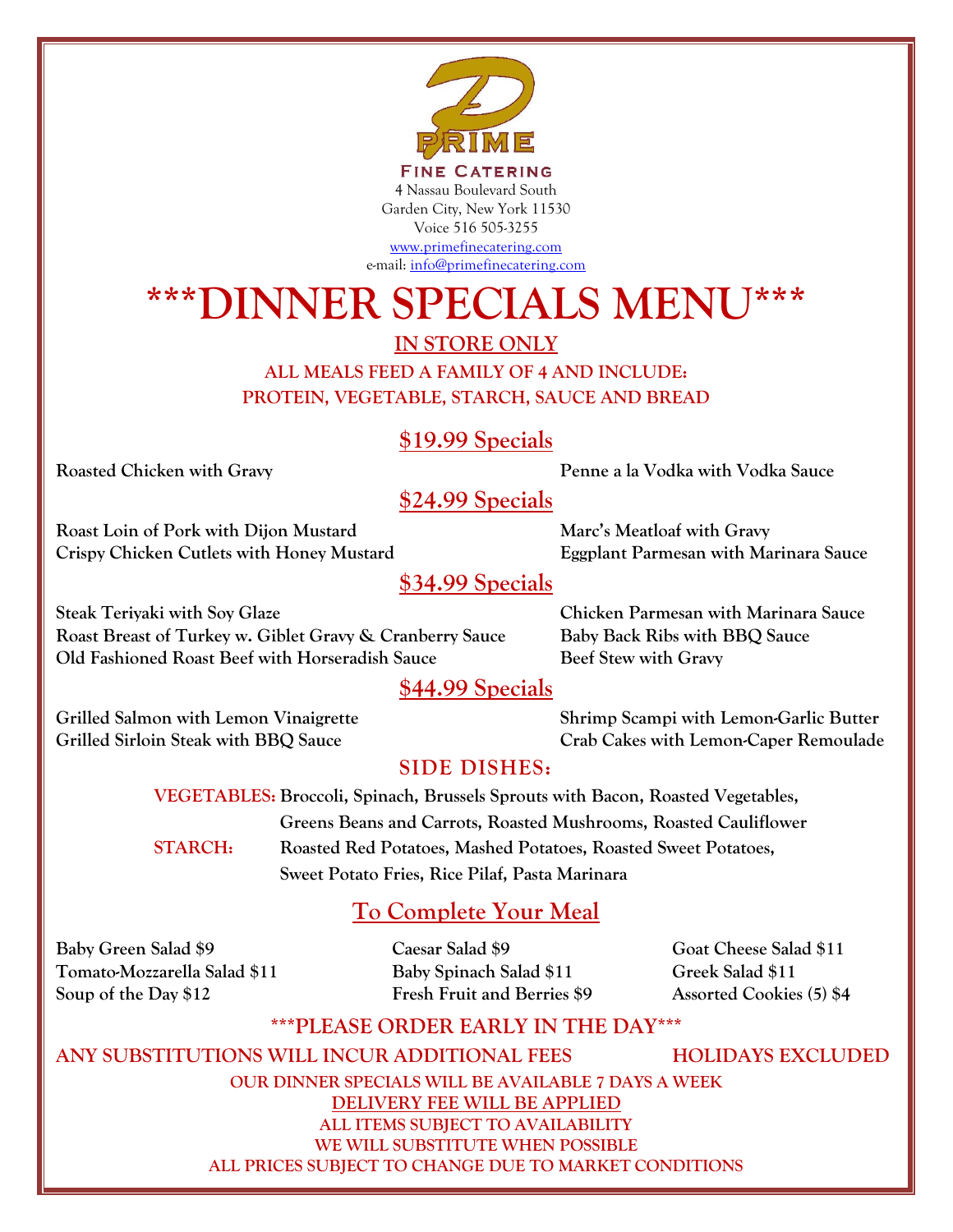**PRIME**

**FINE CATERING**

4 Nassau Boulevard South
Garden City, New York 11530
Voice 516 505-3255
www.primefinecatering.com
e-mail: info@primefinecatering.com

# ***DINNER SPECIALS MENU***

**IN STORE ONLY**

**ALL MEALS FEED A FAMILY OF 4 AND INCLUDE:**
**PROTEIN, VEGETABLE, STARCH, SAUCE AND BREAD**

## $19.99 Specials

**Roasted Chicken with Gravy**
**Penne a la Vodka with Vodka Sauce**

## $24.99 Specials

**Roast Loin of Pork with Dijon Mustard**
**Crispy Chicken Cutlets with Honey Mustard**
**Marc's Meatloaf with Gravy**
**Eggplant Parmesan with Marinara Sauce**

## $34.99 Specials

**Steak Teriyaki with Soy Glaze**
**Roast Breast of Turkey w. Giblet Gravy & Cranberry Sauce**
**Old Fashioned Roast Beef with Horseradish Sauce**
**Chicken Parmesan with Marinara Sauce**
**Baby Back Ribs with BBQ Sauce**
**Beef Stew with Gravy**

## $44.99 Specials

**Grilled Salmon with Lemon Vinaigrette**
**Grilled Sirloin Steak with BBQ Sauce**
**Shrimp Scampi with Lemon-Garlic Butter**
**Crab Cakes with Lemon-Caper Remoulade**

## SIDE DISHES:

**VEGETABLES:** Broccoli, Spinach, Brussels Sprouts with Bacon, Roasted Vegetables, Greens Beans and Carrots, Roasted Mushrooms, Roasted Cauliflower

**STARCH:** Roasted Red Potatoes, Mashed Potatoes, Roasted Sweet Potatoes, Sweet Potato Fries, Rice Pilaf, Pasta Marinara

## To Complete Your Meal

**Baby Green Salad $9**
**Tomato-Mozzarella Salad $11**
**Soup of the Day $12**
**Caesar Salad $9**
**Baby Spinach Salad $11**
**Fresh Fruit and Berries $9**
**Goat Cheese Salad $11**
**Greek Salad $11**
**Assorted Cookies (5) $4**

**\*\*\*PLEASE ORDER EARLY IN THE DAY\*\*\***

**ANY SUBSTITUTIONS WILL INCUR ADDITIONAL FEES** **HOLIDAYS EXCLUDED**

**OUR DINNER SPECIALS WILL BE AVAILABLE 7 DAYS A WEEK**
**DELIVERY FEE WILL BE APPLIED**
**ALL ITEMS SUBJECT TO AVAILABILITY**
**WE WILL SUBSTITUTE WHEN POSSIBLE**
**ALL PRICES SUBJECT TO CHANGE DUE TO MARKET CONDITIONS**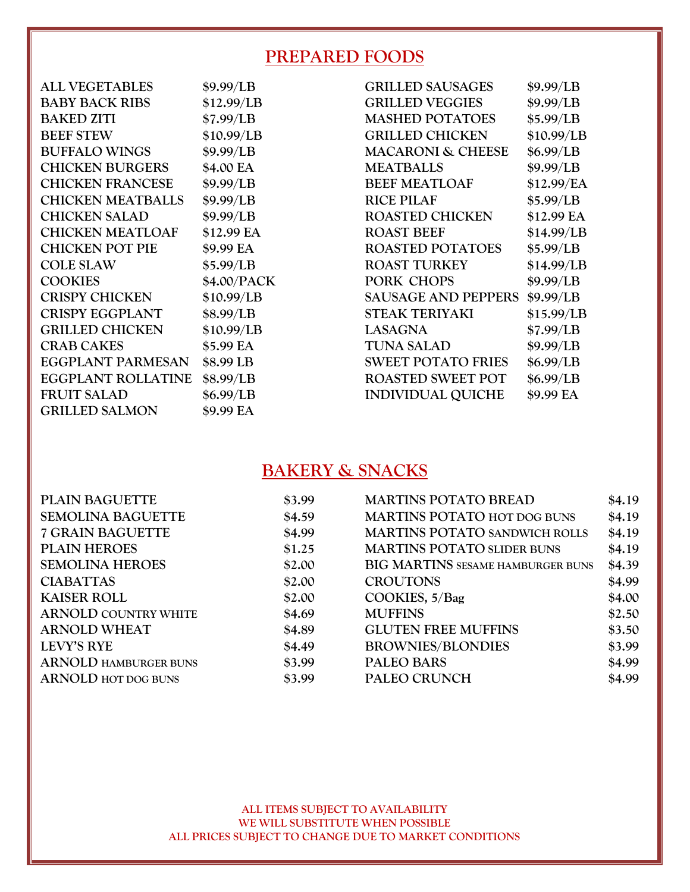## PREPARED FOODS

| Item | Price | Item | Price |
|---|---|---|---|
| ALL VEGETABLES | $9.99/LB | GRILLED SAUSAGES | $9.99/LB |
| BABY BACK RIBS | $12.99/LB | GRILLED VEGGIES | $9.99/LB |
| BAKED ZITI | $7.99/LB | MASHED POTATOES | $5.99/LB |
| BEEF STEW | $10.99/LB | GRILLED CHICKEN | $10.99/LB |
| BUFFALO WINGS | $9.99/LB | MACARONI & CHEESE | $6.99/LB |
| CHICKEN BURGERS | $4.00 EA | MEATBALLS | $9.99/LB |
| CHICKEN FRANCESE | $9.99/LB | BEEF MEATLOAF | $12.99/EA |
| CHICKEN MEATBALLS | $9.99/LB | RICE PILAF | $5.99/LB |
| CHICKEN SALAD | $9.99/LB | ROASTED CHICKEN | $12.99 EA |
| CHICKEN MEATLOAF | $12.99 EA | ROAST BEEF | $14.99/LB |
| CHICKEN POT PIE | $9.99 EA | ROASTED POTATOES | $5.99/LB |
| COLE SLAW | $5.99/LB | ROAST TURKEY | $14.99/LB |
| COOKIES | $4.00/PACK | PORK CHOPS | $9.99/LB |
| CRISPY CHICKEN | $10.99/LB | SAUSAGE AND PEPPERS | $9.99/LB |
| CRISPY EGGPLANT | $8.99/LB | STEAK TERIYAKI | $15.99/LB |
| GRILLED CHICKEN | $10.99/LB | LASAGNA | $7.99/LB |
| CRAB CAKES | $5.99 EA | TUNA SALAD | $9.99/LB |
| EGGPLANT PARMESAN | $8.99 LB | SWEET POTATO FRIES | $6.99/LB |
| EGGPLANT ROLLATINE | $8.99/LB | ROASTED SWEET POT | $6.99/LB |
| FRUIT SALAD | $6.99/LB | INDIVIDUAL QUICHE | $9.99 EA |
| GRILLED SALMON | $9.99 EA | | |

## BAKERY & SNACKS

| Item | Price | Item | Price |
|---|---|---|---|
| PLAIN BAGUETTE | $3.99 | MARTINS POTATO BREAD | $4.19 |
| SEMOLINA BAGUETTE | $4.59 | MARTINS POTATO HOT DOG BUNS | $4.19 |
| 7 GRAIN BAGUETTE | $4.99 | MARTINS POTATO SANDWICH ROLLS | $4.19 |
| PLAIN HEROES | $1.25 | MARTINS POTATO SLIDER BUNS | $4.19 |
| SEMOLINA HEROES | $2.00 | BIG MARTINS SESAME HAMBURGER BUNS | $4.39 |
| CIABATTAS | $2.00 | CROUTONS | $4.99 |
| KAISER ROLL | $2.00 | COOKIES, 5/Bag | $4.00 |
| ARNOLD COUNTRY WHITE | $4.69 | MUFFINS | $2.50 |
| ARNOLD WHEAT | $4.89 | GLUTEN FREE MUFFINS | $3.50 |
| LEVY'S RYE | $4.49 | BROWNIES/BLONDIES | $3.99 |
| ARNOLD HAMBURGER BUNS | $3.99 | PALEO BARS | $4.99 |
| ARNOLD HOT DOG BUNS | $3.99 | PALEO CRUNCH | $4.99 |

ALL ITEMS SUBJECT TO AVAILABILITY
WE WILL SUBSTITUTE WHEN POSSIBLE
ALL PRICES SUBJECT TO CHANGE DUE TO MARKET CONDITIONS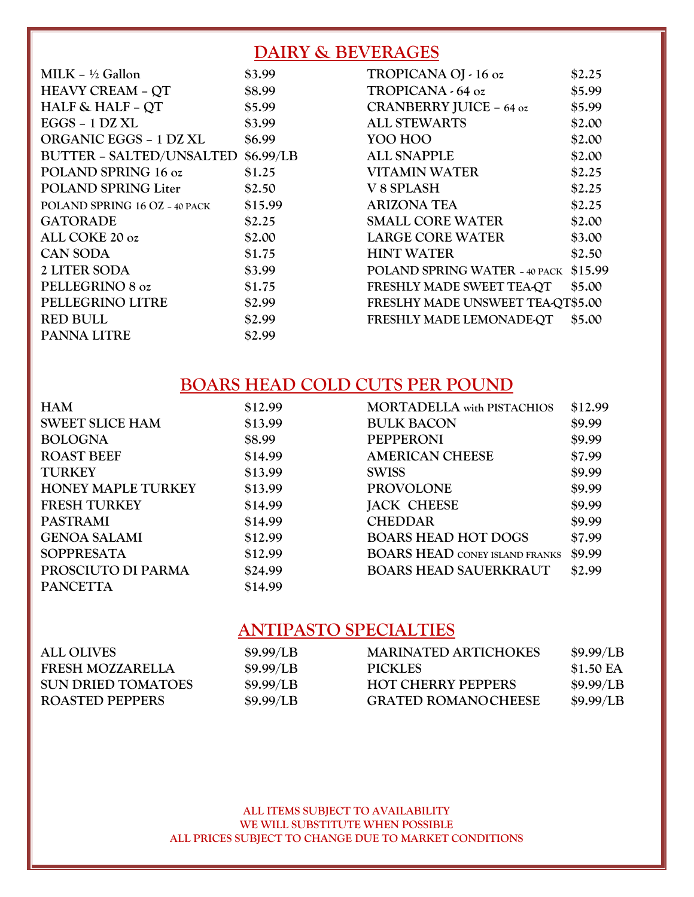## DAIRY & BEVERAGES

| Item | Price | Item | Price |
|---|---|---|---|
| MILK – ½ Gallon | $3.99 | TROPICANA OJ - 16 oz | $2.25 |
| HEAVY CREAM – QT | $8.99 | TROPICANA - 64 oz | $5.99 |
| HALF & HALF – QT | $5.99 | CRANBERRY JUICE – 64 oz | $5.99 |
| EGGS – 1 DZ XL | $3.99 | ALL STEWARTS | $2.00 |
| ORGANIC EGGS – 1 DZ XL | $6.99 | YOO HOO | $2.00 |
| BUTTER – SALTED/UNSALTED | $6.99/LB | ALL SNAPPLE | $2.00 |
| POLAND SPRING 16 oz | $1.25 | VITAMIN WATER | $2.25 |
| POLAND SPRING Liter | $2.50 | V 8 SPLASH | $2.25 |
| POLAND SPRING 16 OZ – 40 PACK | $15.99 | ARIZONA TEA | $2.25 |
| GATORADE | $2.25 | SMALL CORE WATER | $2.00 |
| ALL COKE 20 oz | $2.00 | LARGE CORE WATER | $3.00 |
| CAN SODA | $1.75 | HINT WATER | $2.50 |
| 2 LITER SODA | $3.99 | POLAND SPRING WATER – 40 PACK | $15.99 |
| PELLEGRINO 8 oz | $1.75 | FRESHLY MADE SWEET TEA-QT | $5.00 |
| PELLEGRINO LITRE | $2.99 | FRESLHY MADE UNSWEET TEA-QT | $5.00 |
| RED BULL | $2.99 | FRESHLY MADE LEMONADE-QT | $5.00 |
| PANNA LITRE | $2.99 | | |

## BOARS HEAD COLD CUTS PER POUND

| Item | Price | Item | Price |
|---|---|---|---|
| HAM | $12.99 | MORTADELLA with PISTACHIOS | $12.99 |
| SWEET SLICE HAM | $13.99 | BULK BACON | $9.99 |
| BOLOGNA | $8.99 | PEPPERONI | $9.99 |
| ROAST BEEF | $14.99 | AMERICAN CHEESE | $7.99 |
| TURKEY | $13.99 | SWISS | $9.99 |
| HONEY MAPLE TURKEY | $13.99 | PROVOLONE | $9.99 |
| FRESH TURKEY | $14.99 | JACK CHEESE | $9.99 |
| PASTRAMI | $14.99 | CHEDDAR | $9.99 |
| GENOA SALAMI | $12.99 | BOARS HEAD HOT DOGS | $7.99 |
| SOPPRESATA | $12.99 | BOARS HEAD CONEY ISLAND FRANKS | $9.99 |
| PROSCIUTO DI PARMA | $24.99 | BOARS HEAD SAUERKRAUT | $2.99 |
| PANCETTA | $14.99 | | |

## ANTIPASTO SPECIALTIES

| Item | Price | Item | Price |
|---|---|---|---|
| ALL OLIVES | $9.99/LB | MARINATED ARTICHOKES | $9.99/LB |
| FRESH MOZZARELLA | $9.99/LB | PICKLES | $1.50 EA |
| SUN DRIED TOMATOES | $9.99/LB | HOT CHERRY PEPPERS | $9.99/LB |
| ROASTED PEPPERS | $9.99/LB | GRATED ROMANO CHEESE | $9.99/LB |

**ALL ITEMS SUBJECT TO AVAILABILITY**
**WE WILL SUBSTITUTE WHEN POSSIBLE**
**ALL PRICES SUBJECT TO CHANGE DUE TO MARKET CONDITIONS**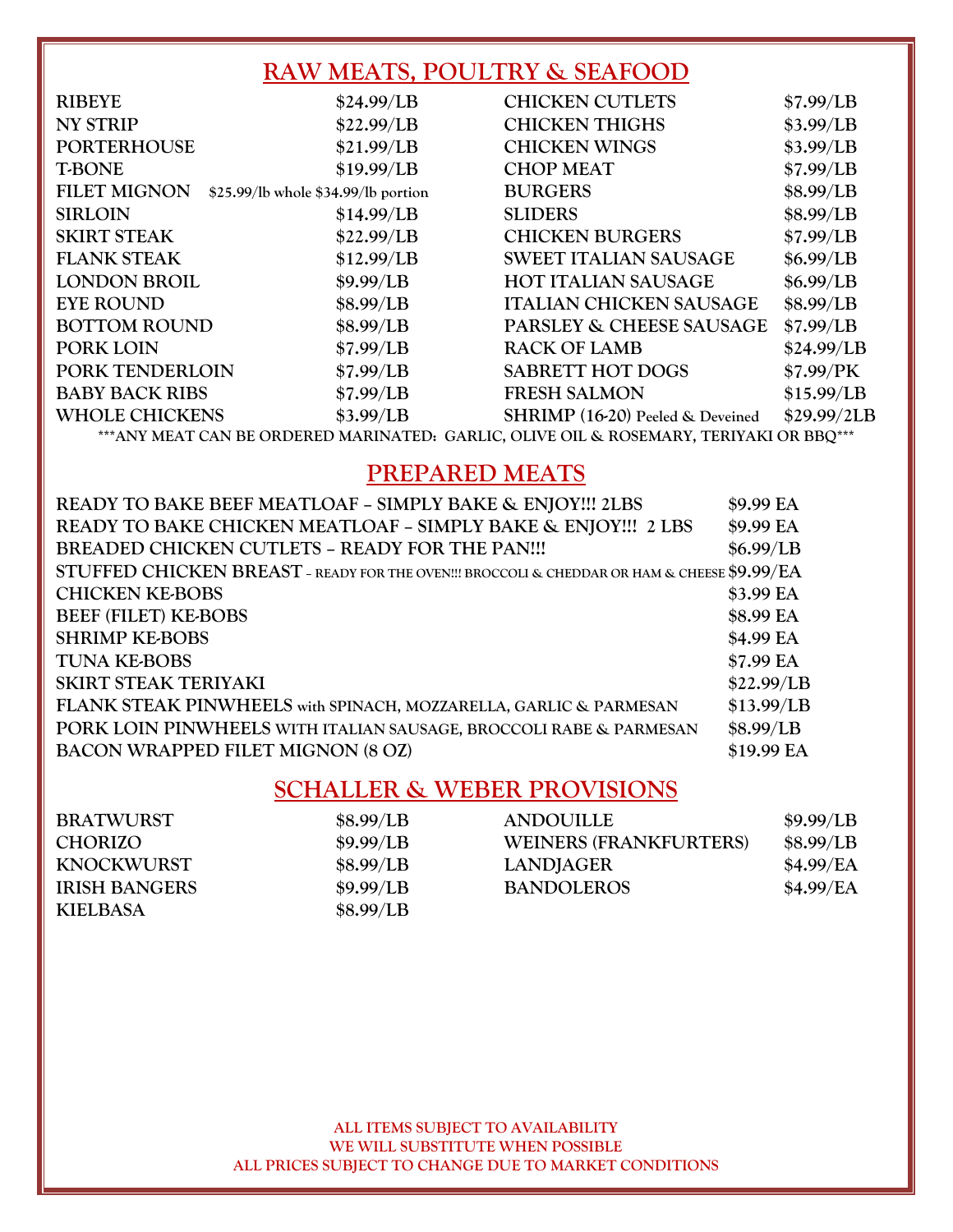## RAW MEATS, POULTRY & SEAFOOD

| | | | |
|---|---|---|---|
| RIBEYE | $24.99/LB | CHICKEN CUTLETS | $7.99/LB |
| NY STRIP | $22.99/LB | CHICKEN THIGHS | $3.99/LB |
| PORTERHOUSE | $21.99/LB | CHICKEN WINGS | $3.99/LB |
| T-BONE | $19.99/LB | CHOP MEAT | $7.99/LB |
| FILET MIGNON | $25.99/lb whole $34.99/lb portion | BURGERS | $8.99/LB |
| SIRLOIN | $14.99/LB | SLIDERS | $8.99/LB |
| SKIRT STEAK | $22.99/LB | CHICKEN BURGERS | $7.99/LB |
| FLANK STEAK | $12.99/LB | SWEET ITALIAN SAUSAGE | $6.99/LB |
| LONDON BROIL | $9.99/LB | HOT ITALIAN SAUSAGE | $6.99/LB |
| EYE ROUND | $8.99/LB | ITALIAN CHICKEN SAUSAGE | $8.99/LB |
| BOTTOM ROUND | $8.99/LB | PARSLEY & CHEESE SAUSAGE | $7.99/LB |
| PORK LOIN | $7.99/LB | RACK OF LAMB | $24.99/LB |
| PORK TENDERLOIN | $7.99/LB | SABRETT HOT DOGS | $7.99/PK |
| BABY BACK RIBS | $7.99/LB | FRESH SALMON | $15.99/LB |
| WHOLE CHICKENS | $3.99/LB | SHRIMP (16-20) Peeled & Deveined | $29.99/2LB |

***ANY MEAT CAN BE ORDERED MARINATED: GARLIC, OLIVE OIL & ROSEMARY, TERIYAKI OR BBQ***

## PREPARED MEATS

| | |
|---|---|
| READY TO BAKE BEEF MEATLOAF – SIMPLY BAKE & ENJOY!!! 2LBS | $9.99 EA |
| READY TO BAKE CHICKEN MEATLOAF – SIMPLY BAKE & ENJOY!!! 2 LBS | $9.99 EA |
| BREADED CHICKEN CUTLETS – READY FOR THE PAN!!! | $6.99/LB |
| STUFFED CHICKEN BREAST – READY FOR THE OVEN!!! BROCCOLI & CHEDDAR OR HAM & CHEESE | $9.99/EA |
| CHICKEN KE-BOBS | $3.99 EA |
| BEEF (FILET) KE-BOBS | $8.99 EA |
| SHRIMP KE-BOBS | $4.99 EA |
| TUNA KE-BOBS | $7.99 EA |
| SKIRT STEAK TERIYAKI | $22.99/LB |
| FLANK STEAK PINWHEELS with SPINACH, MOZZARELLA, GARLIC & PARMESAN | $13.99/LB |
| PORK LOIN PINWHEELS WITH ITALIAN SAUSAGE, BROCCOLI RABE & PARMESAN | $8.99/LB |
| BACON WRAPPED FILET MIGNON (8 OZ) | $19.99 EA |

## SCHALLER & WEBER PROVISIONS

| | | | |
|---|---|---|---|
| BRATWURST | $8.99/LB | ANDOUILLE | $9.99/LB |
| CHORIZO | $9.99/LB | WEINERS (FRANKFURTERS) | $8.99/LB |
| KNOCKWURST | $8.99/LB | LANDJAGER | $4.99/EA |
| IRISH BANGERS | $9.99/LB | BANDOLEROS | $4.99/EA |
| KIELBASA | $8.99/LB | | |

ALL ITEMS SUBJECT TO AVAILABILITY
WE WILL SUBSTITUTE WHEN POSSIBLE
ALL PRICES SUBJECT TO CHANGE DUE TO MARKET CONDITIONS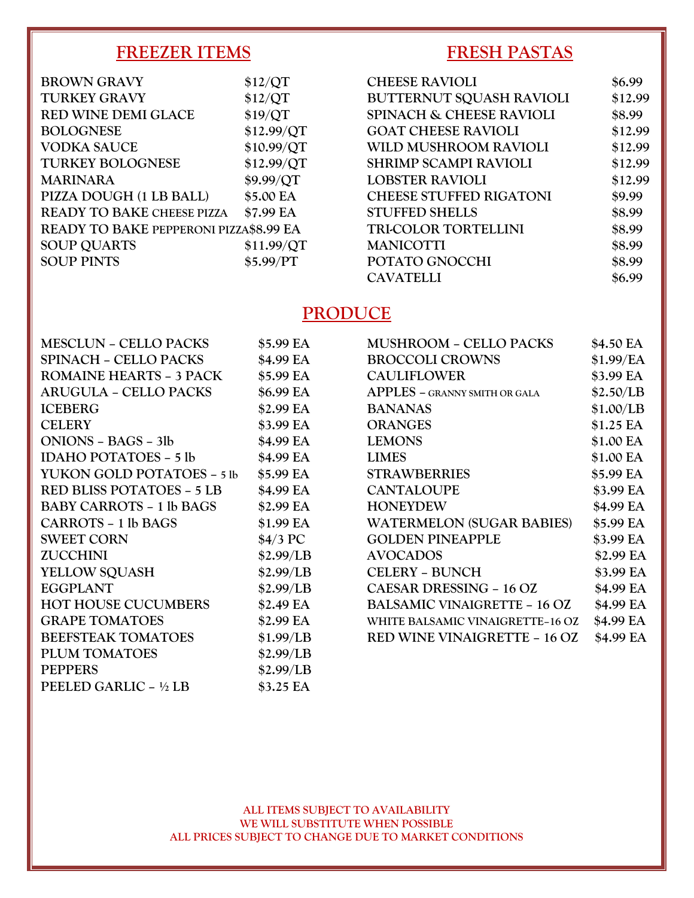## FREEZER ITEMS

| Item | Price |
|---|---|
| BROWN GRAVY | $12/QT |
| TURKEY GRAVY | $12/QT |
| RED WINE DEMI GLACE | $19/QT |
| BOLOGNESE | $12.99/QT |
| VODKA SAUCE | $10.99/QT |
| TURKEY BOLOGNESE | $12.99/QT |
| MARINARA | $9.99/QT |
| PIZZA DOUGH (1 LB BALL) | $5.00 EA |
| READY TO BAKE CHEESE PIZZA | $7.99 EA |
| READY TO BAKE PEPPERONI PIZZA | $8.99 EA |
| SOUP QUARTS | $11.99/QT |
| SOUP PINTS | $5.99/PT |

## FRESH PASTAS

| Item | Price |
|---|---|
| CHEESE RAVIOLI | $6.99 |
| BUTTERNUT SQUASH RAVIOLI | $12.99 |
| SPINACH & CHEESE RAVIOLI | $8.99 |
| GOAT CHEESE RAVIOLI | $12.99 |
| WILD MUSHROOM RAVIOLI | $12.99 |
| SHRIMP SCAMPI RAVIOLI | $12.99 |
| LOBSTER RAVIOLI | $12.99 |
| CHEESE STUFFED RIGATONI | $9.99 |
| STUFFED SHELLS | $8.99 |
| TRI-COLOR TORTELLINI | $8.99 |
| MANICOTTI | $8.99 |
| POTATO GNOCCHI | $8.99 |
| CAVATELLI | $6.99 |

## PRODUCE

| Item | Price |
|---|---|
| MESCLUN – CELLO PACKS | $5.99 EA |
| SPINACH – CELLO PACKS | $4.99 EA |
| ROMAINE HEARTS – 3 PACK | $5.99 EA |
| ARUGULA – CELLO PACKS | $6.99 EA |
| ICEBERG | $2.99 EA |
| CELERY | $3.99 EA |
| ONIONS – BAGS – 3lb | $4.99 EA |
| IDAHO POTATOES – 5 lb | $4.99 EA |
| YUKON GOLD POTATOES – 5 lb | $5.99 EA |
| RED BLISS POTATOES – 5 LB | $4.99 EA |
| BABY CARROTS – 1 lb BAGS | $2.99 EA |
| CARROTS – 1 lb BAGS | $1.99 EA |
| SWEET CORN | $4/3 PC |
| ZUCCHINI | $2.99/LB |
| YELLOW SQUASH | $2.99/LB |
| EGGPLANT | $2.99/LB |
| HOT HOUSE CUCUMBERS | $2.49 EA |
| GRAPE TOMATOES | $2.99 EA |
| BEEFSTEAK TOMATOES | $1.99/LB |
| PLUM TOMATOES | $2.99/LB |
| PEPPERS | $2.99/LB |
| PEELED GARLIC – ½ LB | $3.25 EA |
| MUSHROOM – CELLO PACKS | $4.50 EA |
| BROCCOLI CROWNS | $1.99/EA |
| CAULIFLOWER | $3.99 EA |
| APPLES – GRANNY SMITH OR GALA | $2.50/LB |
| BANANAS | $1.00/LB |
| ORANGES | $1.25 EA |
| LEMONS | $1.00 EA |
| LIMES | $1.00 EA |
| STRAWBERRIES | $5.99 EA |
| CANTALOUPE | $3.99 EA |
| HONEYDEW | $4.99 EA |
| WATERMELON (SUGAR BABIES) | $5.99 EA |
| GOLDEN PINEAPPLE | $3.99 EA |
| AVOCADOS | $2.99 EA |
| CELERY – BUNCH | $3.99 EA |
| CAESAR DRESSING – 16 OZ | $4.99 EA |
| BALSAMIC VINAIGRETTE – 16 OZ | $4.99 EA |
| WHITE BALSAMIC VINAIGRETTE–16 OZ | $4.99 EA |
| RED WINE VINAIGRETTE – 16 OZ | $4.99 EA |

**ALL ITEMS SUBJECT TO AVAILABILITY**
**WE WILL SUBSTITUTE WHEN POSSIBLE**
**ALL PRICES SUBJECT TO CHANGE DUE TO MARKET CONDITIONS**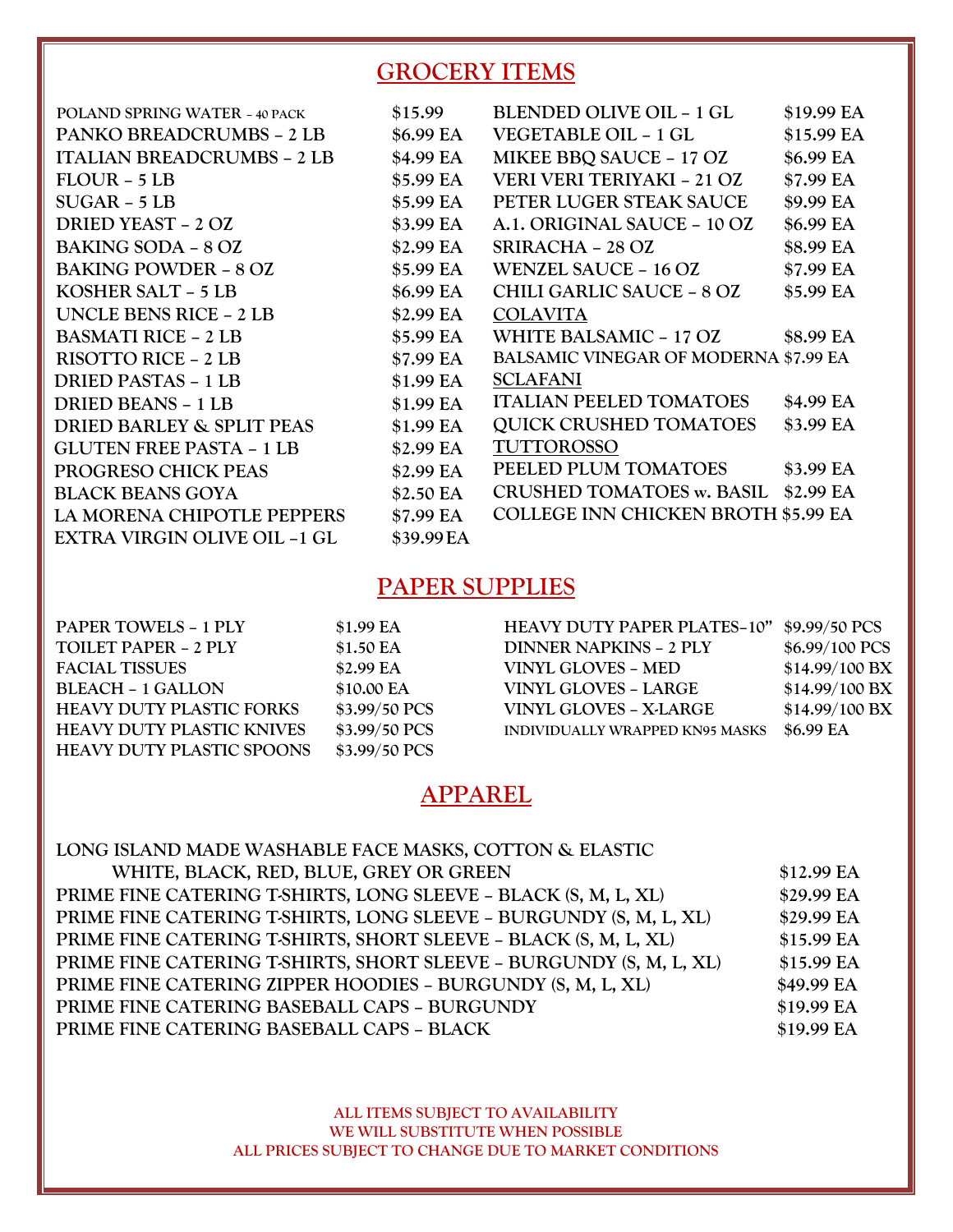## GROCERY ITEMS

| | |
|---|---|
| POLAND SPRING WATER – 40 PACK | $15.99 |
| PANKO BREADCRUMBS – 2 LB | $6.99 EA |
| ITALIAN BREADCRUMBS – 2 LB | $4.99 EA |
| FLOUR – 5 LB | $5.99 EA |
| SUGAR – 5 LB | $5.99 EA |
| DRIED YEAST – 2 OZ | $3.99 EA |
| BAKING SODA – 8 OZ | $2.99 EA |
| BAKING POWDER – 8 OZ | $5.99 EA |
| KOSHER SALT – 5 LB | $6.99 EA |
| UNCLE BENS RICE – 2 LB | $2.99 EA |
| BASMATI RICE – 2 LB | $5.99 EA |
| RISOTTO RICE – 2 LB | $7.99 EA |
| DRIED PASTAS – 1 LB | $1.99 EA |
| DRIED BEANS – 1 LB | $1.99 EA |
| DRIED BARLEY & SPLIT PEAS | $1.99 EA |
| GLUTEN FREE PASTA – 1 LB | $2.99 EA |
| PROGRESO CHICK PEAS | $2.99 EA |
| BLACK BEANS GOYA | $2.50 EA |
| LA MORENA CHIPOTLE PEPPERS | $7.99 EA |
| EXTRA VIRGIN OLIVE OIL –1 GL | $39.99 EA |
| BLENDED OLIVE OIL – 1 GL | $19.99 EA |
| VEGETABLE OIL – 1 GL | $15.99 EA |
| MIKEE BBQ SAUCE – 17 OZ | $6.99 EA |
| VERI VERI TERIYAKI – 21 OZ | $7.99 EA |
| PETER LUGER STEAK SAUCE | $9.99 EA |
| A.1. ORIGINAL SAUCE – 10 OZ | $6.99 EA |
| SRIRACHA – 28 OZ | $8.99 EA |
| WENZEL SAUCE – 16 OZ | $7.99 EA |
| CHILI GARLIC SAUCE – 8 OZ | $5.99 EA |
| <u>COLAVITA</u> | |
| WHITE BALSAMIC – 17 OZ | $8.99 EA |
| BALSAMIC VINEGAR OF MODERNA | $7.99 EA |
| <u>SCLAFANI</u> | |
| ITALIAN PEELED TOMATOES | $4.99 EA |
| QUICK CRUSHED TOMATOES | $3.99 EA |
| <u>TUTTOROSSO</u> | |
| PEELED PLUM TOMATOES | $3.99 EA |
| CRUSHED TOMATOES w. BASIL | $2.99 EA |
| COLLEGE INN CHICKEN BROTH | $5.99 EA |

## PAPER SUPPLIES

| | |
|---|---|
| PAPER TOWELS – 1 PLY | $1.99 EA |
| TOILET PAPER – 2 PLY | $1.50 EA |
| FACIAL TISSUES | $2.99 EA |
| BLEACH – 1 GALLON | $10.00 EA |
| HEAVY DUTY PLASTIC FORKS | $3.99/50 PCS |
| HEAVY DUTY PLASTIC KNIVES | $3.99/50 PCS |
| HEAVY DUTY PLASTIC SPOONS | $3.99/50 PCS |
| HEAVY DUTY PAPER PLATES–10" | $9.99/50 PCS |
| DINNER NAPKINS – 2 PLY | $6.99/100 PCS |
| VINYL GLOVES – MED | $14.99/100 BX |
| VINYL GLOVES – LARGE | $14.99/100 BX |
| VINYL GLOVES – X-LARGE | $14.99/100 BX |
| INDIVIDUALLY WRAPPED KN95 MASKS | $6.99 EA |

## APPAREL

| | |
|---|---|
| LONG ISLAND MADE WASHABLE FACE MASKS, COTTON & ELASTIC WHITE, BLACK, RED, BLUE, GREY OR GREEN | $12.99 EA |
| PRIME FINE CATERING T-SHIRTS, LONG SLEEVE – BLACK (S, M, L, XL) | $29.99 EA |
| PRIME FINE CATERING T-SHIRTS, LONG SLEEVE – BURGUNDY (S, M, L, XL) | $29.99 EA |
| PRIME FINE CATERING T-SHIRTS, SHORT SLEEVE – BLACK (S, M, L, XL) | $15.99 EA |
| PRIME FINE CATERING T-SHIRTS, SHORT SLEEVE – BURGUNDY (S, M, L, XL) | $15.99 EA |
| PRIME FINE CATERING ZIPPER HOODIES – BURGUNDY (S, M, L, XL) | $49.99 EA |
| PRIME FINE CATERING BASEBALL CAPS – BURGUNDY | $19.99 EA |
| PRIME FINE CATERING BASEBALL CAPS – BLACK | $19.99 EA |

**ALL ITEMS SUBJECT TO AVAILABILITY**
**WE WILL SUBSTITUTE WHEN POSSIBLE**
**ALL PRICES SUBJECT TO CHANGE DUE TO MARKET CONDITIONS**